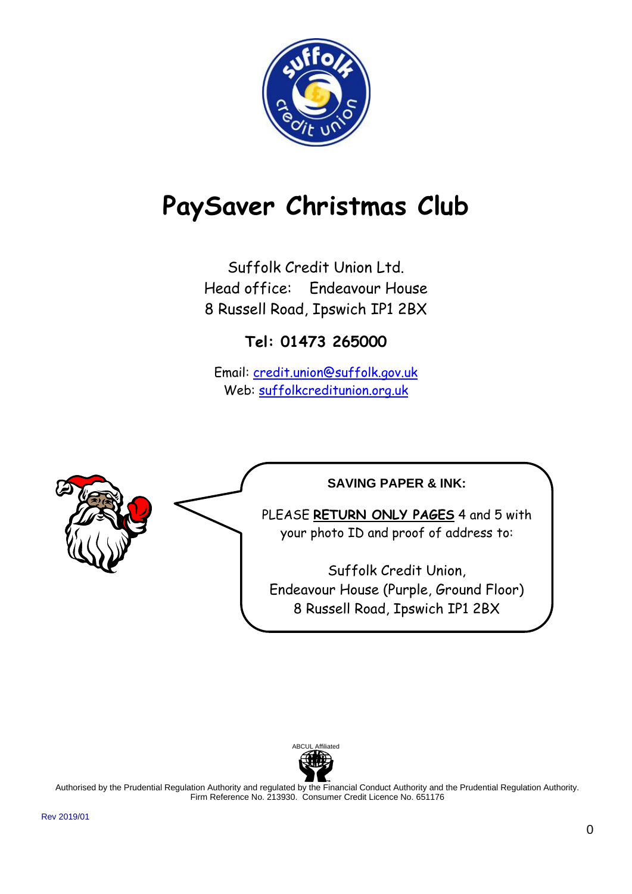# PaySaver Christmas Club

Suffolk Credit Union Ltd.
Head office: Endeavour House
8 Russell Road, Ipswich IP1 2BX

**Tel: 01473 265000**

Email: credit.union@suffolk.gov.uk
Web: suffolkcreditunion.org.uk

**SAVING PAPER & INK:**

PLEASE **RETURN ONLY PAGES** 4 and 5 with your photo ID and proof of address to:

Suffolk Credit Union,
Endeavour House (Purple, Ground Floor)
8 Russell Road, Ipswich IP1 2BX

ABCUL Affiliated

Authorised by the Prudential Regulation Authority and regulated by the Financial Conduct Authority and the Prudential Regulation Authority. Firm Reference No. 213930. Consumer Credit Licence No. 651176

Rev 2019/01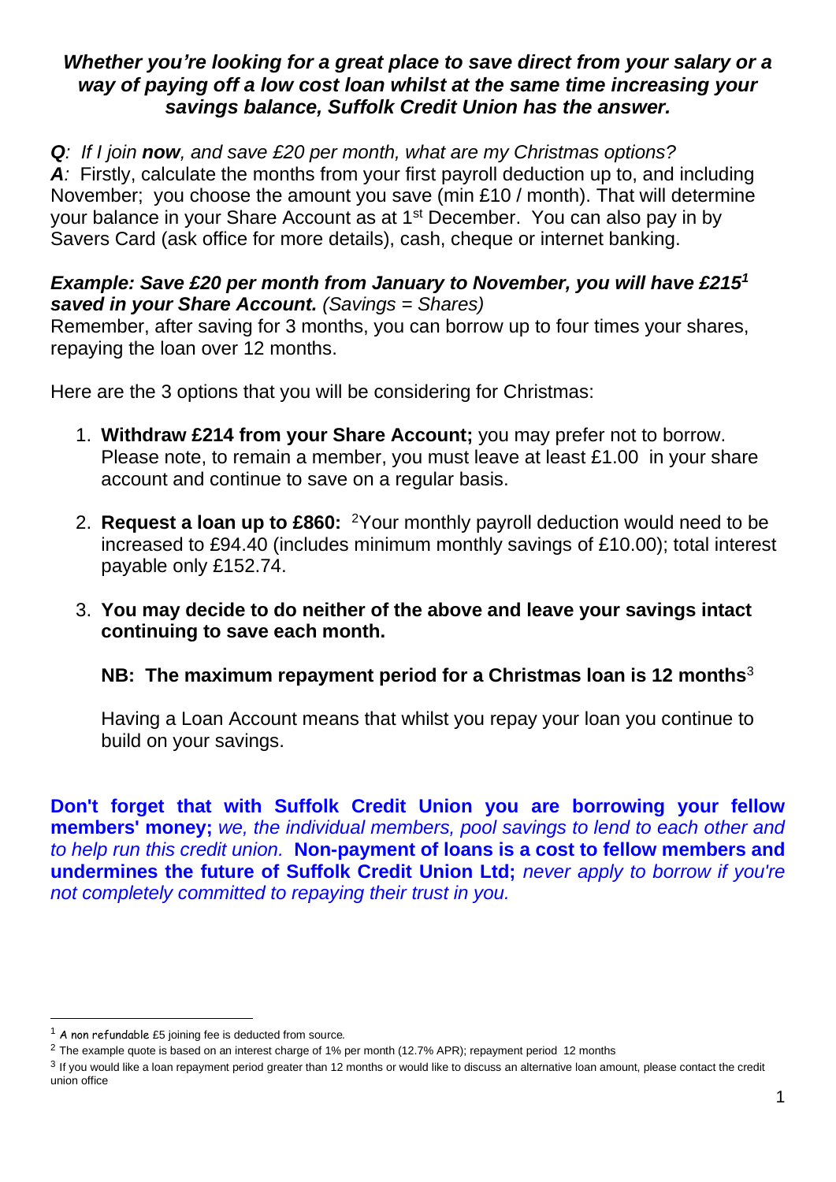**_Whether you're looking for a great place to save direct from your salary or a way of paying off a low cost loan whilst at the same time increasing your savings balance, Suffolk Credit Union has the answer._**

***Q****: If I join* ***now****, and save £20 per month, what are my Christmas options?*
***A****:* Firstly, calculate the months from your first payroll deduction up to, and including November; you choose the amount you save (min £10 / month). That will determine your balance in your Share Account as at 1st December. You can also pay in by Savers Card (ask office for more details), cash, cheque or internet banking.

***Example: Save £20 per month from January to November, you will have £215[1] saved in your Share Account.*** *(Savings = Shares)*
Remember, after saving for 3 months, you can borrow up to four times your shares, repaying the loan over 12 months.

Here are the 3 options that you will be considering for Christmas:

1. **Withdraw £214 from your Share Account;** you may prefer not to borrow. Please note, to remain a member, you must leave at least £1.00 in your share account and continue to save on a regular basis.

2. **Request a loan up to £860:** [2]Your monthly payroll deduction would need to be increased to £94.40 (includes minimum monthly savings of £10.00); total interest payable only £152.74.

3. **You may decide to do neither of the above and leave your savings intact continuing to save each month.**

   **NB: The maximum repayment period for a Christmas loan is 12 months**[3]

   Having a Loan Account means that whilst you repay your loan you continue to build on your savings.

**Don't forget that with Suffolk Credit Union you are borrowing your fellow members' money;** *we, the individual members, pool savings to lend to each other and to help run this credit union.* **Non-payment of loans is a cost to fellow members and undermines the future of Suffolk Credit Union Ltd;** *never apply to borrow if you're not completely committed to repaying their trust in you.*

---

[1] A non refundable £5 joining fee is deducted from source.

[2] The example quote is based on an interest charge of 1% per month (12.7% APR); repayment period 12 months

[3] If you would like a loan repayment period greater than 12 months or would like to discuss an alternative loan amount, please contact the credit union office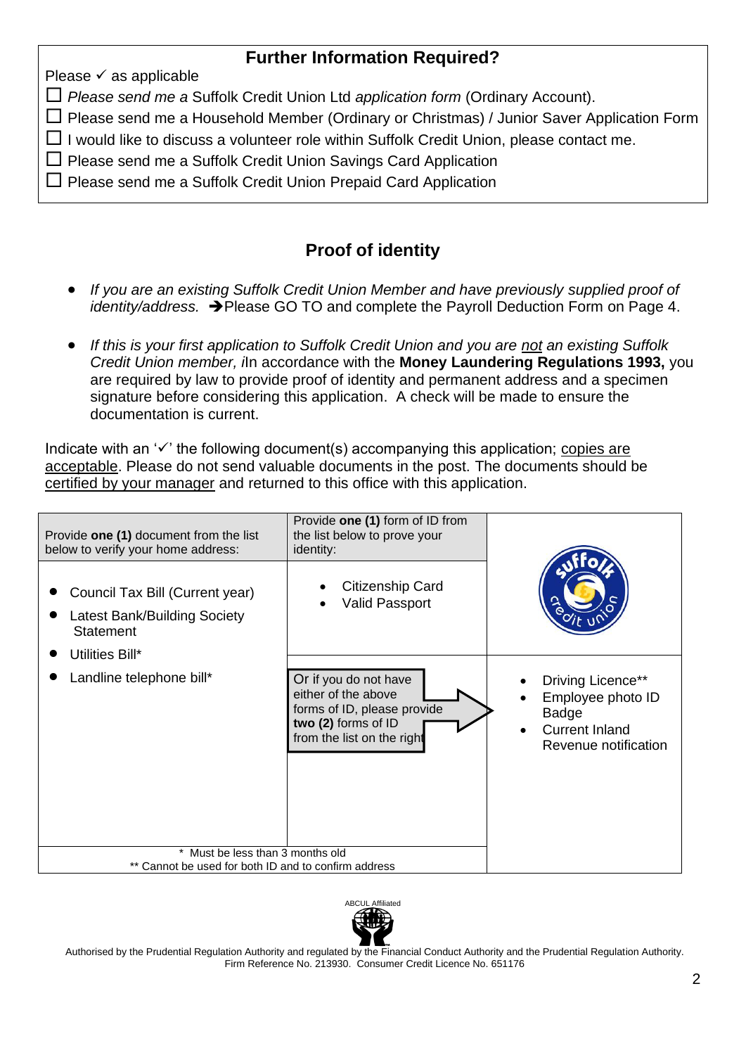## Further Information Required?

Please ✓ as applicable

☐ *Please send me a* Suffolk Credit Union Ltd *application form* (Ordinary Account).

☐ Please send me a Household Member (Ordinary or Christmas) / Junior Saver Application Form

☐ I would like to discuss a volunteer role within Suffolk Credit Union, please contact me.

☐ Please send me a Suffolk Credit Union Savings Card Application

☐ Please send me a Suffolk Credit Union Prepaid Card Application

## Proof of identity

- *If you are an existing Suffolk Credit Union Member and have previously supplied proof of identity/address.* ➔Please GO TO and complete the Payroll Deduction Form on Page 4.
- *If this is your first application to Suffolk Credit Union and you are not an existing Suffolk Credit Union member, i*In accordance with the **Money Laundering Regulations 1993,** you are required by law to provide proof of identity and permanent address and a specimen signature before considering this application. A check will be made to ensure the documentation is current.

Indicate with an '✓' the following document(s) accompanying this application; copies are acceptable. Please do not send valuable documents in the post. The documents should be certified by your manager and returned to this office with this application.

| Provide **one (1)** document from the list below to verify your home address: | Provide **one (1)** form of ID from the list below to prove your identity: | |
|---|---|---|
| • Council Tax Bill (Current year)<br>• Latest Bank/Building Society Statement<br>• Utilities Bill*<br>• Landline telephone bill* | • Citizenship Card<br>• Valid Passport | |
| | Or if you do not have either of the above forms of ID, please provide **two (2)** forms of ID from the list on the right | • Driving Licence**<br>• Employee photo ID Badge<br>• Current Inland Revenue notification |

\* Must be less than 3 months old
\*\* Cannot be used for both ID and to confirm address

ABCUL Affiliated

Authorised by the Prudential Regulation Authority and regulated by the Financial Conduct Authority and the Prudential Regulation Authority. Firm Reference No. 213930. Consumer Credit Licence No. 651176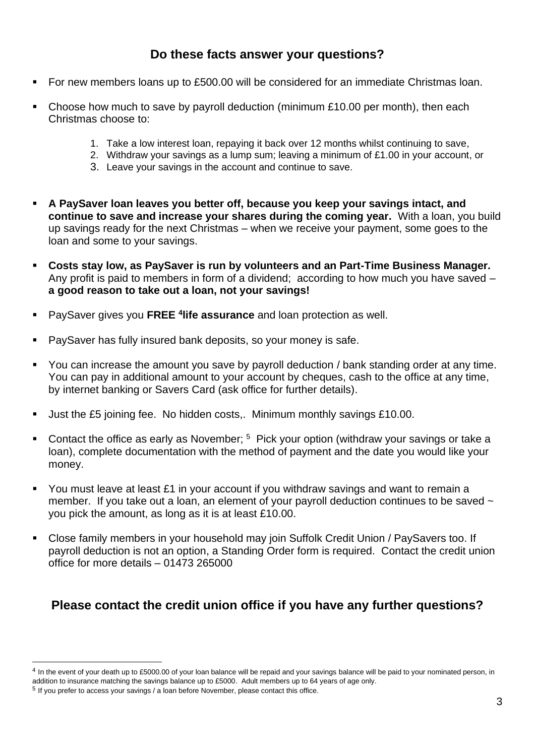## Do these facts answer your questions?

- For new members loans up to £500.00 will be considered for an immediate Christmas loan.
- Choose how much to save by payroll deduction (minimum £10.00 per month), then each Christmas choose to:
    1. Take a low interest loan, repaying it back over 12 months whilst continuing to save,
    2. Withdraw your savings as a lump sum; leaving a minimum of £1.00 in your account, or
    3. Leave your savings in the account and continue to save.
- **A PaySaver loan leaves you better off, because you keep your savings intact, and continue to save and increase your shares during the coming year.** With a loan, you build up savings ready for the next Christmas – when we receive your payment, some goes to the loan and some to your savings.
- **Costs stay low, as PaySaver is run by volunteers and an Part-Time Business Manager.** Any profit is paid to members in form of a dividend; according to how much you have saved – **a good reason to take out a loan, not your savings!**
- PaySaver gives you **FREE [4]life assurance** and loan protection as well.
- PaySaver has fully insured bank deposits, so your money is safe.
- You can increase the amount you save by payroll deduction / bank standing order at any time. You can pay in additional amount to your account by cheques, cash to the office at any time, by internet banking or Savers Card (ask office for further details).
- Just the £5 joining fee. No hidden costs,. Minimum monthly savings £10.00.
- Contact the office as early as November; [5] Pick your option (withdraw your savings or take a loan), complete documentation with the method of payment and the date you would like your money.
- You must leave at least £1 in your account if you withdraw savings and want to remain a member. If you take out a loan, an element of your payroll deduction continues to be saved ~ you pick the amount, as long as it is at least £10.00.
- Close family members in your household may join Suffolk Credit Union / PaySavers too. If payroll deduction is not an option, a Standing Order form is required. Contact the credit union office for more details – 01473 265000

## Please contact the credit union office if you have any further questions?

---

[4] In the event of your death up to £5000.00 of your loan balance will be repaid and your savings balance will be paid to your nominated person, in addition to insurance matching the savings balance up to £5000. Adult members up to 64 years of age only.

[5] If you prefer to access your savings / a loan before November, please contact this office.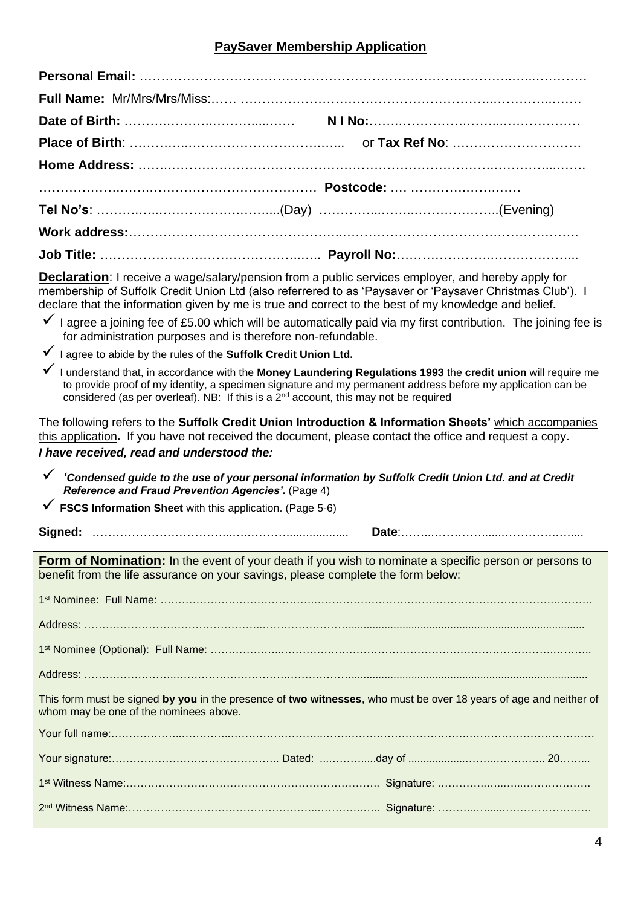## PaySaver Membership Application

**Personal Email:** ………………………………………………………………………………………………

**Full Name:** Mr/Mrs/Mrs/Miss:…… ……………………………………………………………………………

**Date of Birth:** ………………………………… **N I No:**……………………………………………

**Place of Birth**: ………………………………………………… or **Tax Ref No**: …………………………

**Home Address:** ……………………………………………………………………………………………

……………………………………………………… **Postcode:** …. ………………………

**Tel No's**: …………………………………….(Day) ……………………………………..(Evening)

**Work address:**………………………………………………………………………………………………

**Job Title:** ………………………………………………… **Payroll No:**………………………………………

**Declaration**: I receive a wage/salary/pension from a public services employer, and hereby apply for membership of Suffolk Credit Union Ltd (also referrered to as 'Paysaver or 'Paysaver Christmas Club'). I declare that the information given by me is true and correct to the best of my knowledge and belief**.**

- ✓ I agree a joining fee of £5.00 which will be automatically paid via my first contribution. The joining fee is for administration purposes and is therefore non-refundable.
- ✓ I agree to abide by the rules of the **Suffolk Credit Union Ltd.**
- ✓ I understand that, in accordance with the **Money Laundering Regulations 1993** the **credit union** will require me to provide proof of my identity, a specimen signature and my permanent address before my application can be considered (as per overleaf). NB: If this is a 2nd account, this may not be required

The following refers to the **Suffolk Credit Union Introduction & Information Sheets'** which accompanies this application**.** If you have not received the document, please contact the office and request a copy.

***I have received, read and understood the:***

- ✓ ***'Condensed guide to the use of your personal information by Suffolk Credit Union Ltd. and at Credit Reference and Fraud Prevention Agencies'*****.** (Page 4)
- ✓ **FSCS Information Sheet** with this application. (Page 5-6)

**Signed:** ……………………………………………………… **Date**:………………………………………

**Form of Nomination:** In the event of your death if you wish to nominate a specific person or persons to benefit from the life assurance on your savings, please complete the form below:

1st Nominee: Full Name: ……………………………………………………………………………………………

Address: ………………………………………………………………………………………………………………

1st Nominee (Optional): Full Name: ……………………………………………………………………………………

Address: ………………………………………………………………………………………………………………

This form must be signed **by you** in the presence of **two witnesses**, who must be over 18 years of age and neither of whom may be one of the nominees above.

Your full name:…………………………………………………………………………………………………………

Your signature:……………………………………….. Dated: ………….....day of ……………………………. 20……..

1st Witness Name:……………………………………………………………………. Signature: ……………………………

2nd Witness Name:………………………………………………………………….. Signature: ……………………………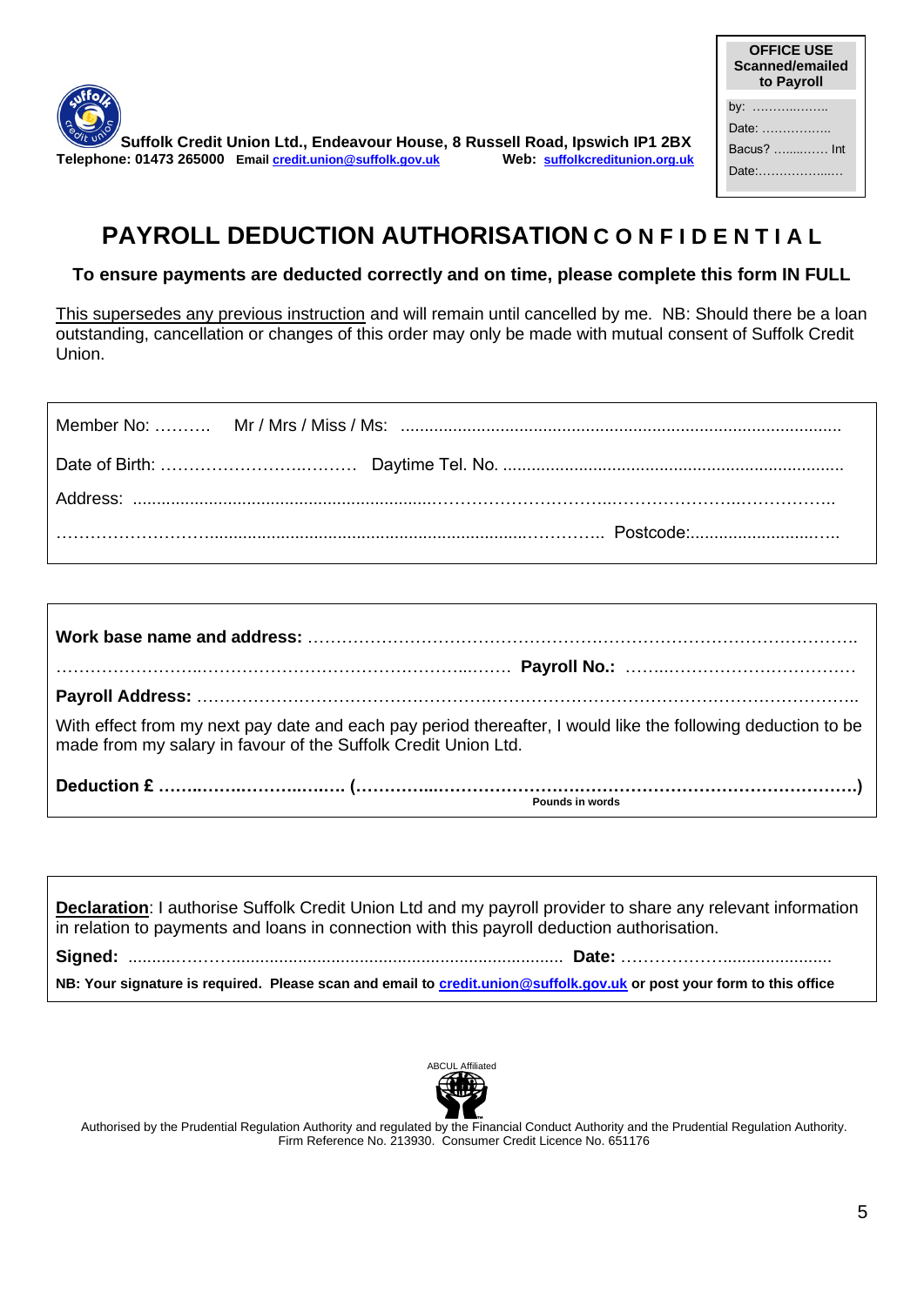| OFFICE USE Scanned/emailed to Payroll |
|---|
| by: ……………… |
| Date: …………… |
| Bacus? ………… Int |
| Date:……………… |

**Suffolk Credit Union Ltd., Endeavour House, 8 Russell Road, Ipswich IP1 2BX**
**Telephone: 01473 265000** **Email** credit.union@suffolk.gov.uk **Web:** suffolkcreditunion.org.uk

# PAYROLL DEDUCTION AUTHORISATION C O N F I D E N T I A L

**To ensure payments are deducted correctly and on time, please complete this form IN FULL**

This supersedes any previous instruction and will remain until cancelled by me. NB: Should there be a loan outstanding, cancellation or changes of this order may only be made with mutual consent of Suffolk Credit Union.

Member No: ………. Mr / Mrs / Miss / Ms: ………………………………………………………………

Date of Birth: ……………………………. Daytime Tel. No. ……………………………………………

Address: …………………………………………………………………………………………………

…………………………………………………………………………… Postcode:…………………………

**Work base name and address:** ……………………………………………………………………………

………………………………………………………………… **Payroll No.:** ……………………………………

**Payroll Address:** …………………………………………………………………………………………

With effect from my next pay date and each pay period thereafter, I would like the following deduction to be made from my salary in favour of the Suffolk Credit Union Ltd.

**Deduction £ ……………………………. (…………………………………………………………………………)**
Pounds in words

**Declaration**: I authorise Suffolk Credit Union Ltd and my payroll provider to share any relevant information in relation to payments and loans in connection with this payroll deduction authorisation.

**Signed:** ………………………………………………………………… **Date:** ……………………………………

**NB: Your signature is required. Please scan and email to** credit.union@suffolk.gov.uk **or post your form to this office**

ABCUL Affiliated

Authorised by the Prudential Regulation Authority and regulated by the Financial Conduct Authority and the Prudential Regulation Authority.
Firm Reference No. 213930. Consumer Credit Licence No. 651176